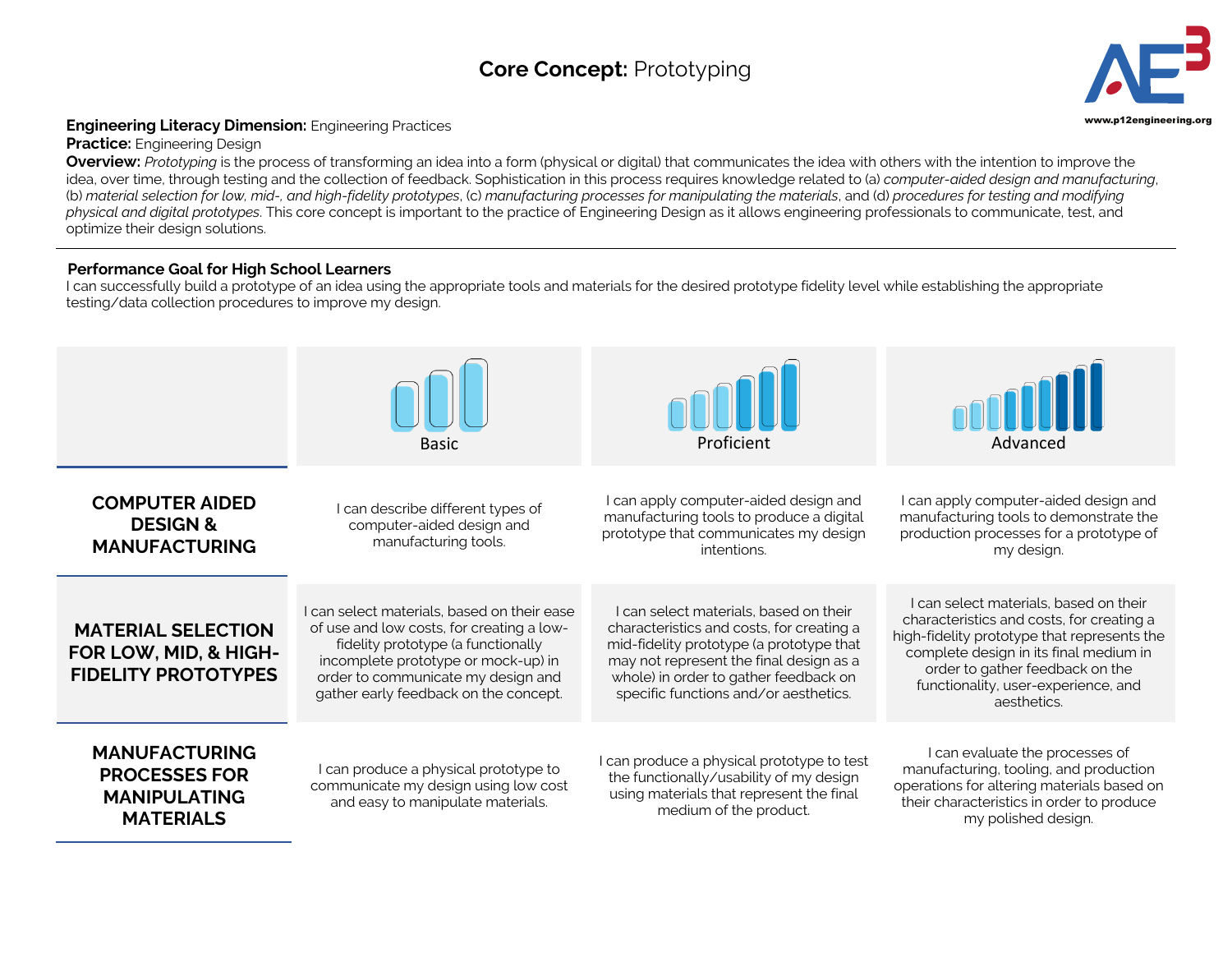# Core Concept: Prototyping

**Engineering Literacy Dimension:** Engineering Practices
**Practice:** Engineering Design
**Overview:** *Prototyping* is the process of transforming an idea into a form (physical or digital) that communicates the idea with others with the intention to improve the idea, over time, through testing and the collection of feedback. Sophistication in this process requires knowledge related to (a) *computer-aided design and manufacturing*, (b) *material selection for low, mid-, and high-fidelity prototypes*, (c) *manufacturing processes for manipulating the materials*, and (d) *procedures for testing and modifying physical and digital prototypes*. This core concept is important to the practice of Engineering Design as it allows engineering professionals to communicate, test, and optimize their design solutions.

---

**Performance Goal for High School Learners**
I can successfully build a prototype of an idea using the appropriate tools and materials for the desired prototype fidelity level while establishing the appropriate testing/data collection procedures to improve my design.

| | Basic | Proficient | Advanced |
| --- | --- | --- | --- |
| **COMPUTER AIDED DESIGN & MANUFACTURING** | I can describe different types of computer-aided design and manufacturing tools. | I can apply computer-aided design and manufacturing tools to produce a digital prototype that communicates my design intentions. | I can apply computer-aided design and manufacturing tools to demonstrate the production processes for a prototype of my design. |
| **MATERIAL SELECTION FOR LOW, MID, & HIGH-FIDELITY PROTOTYPES** | I can select materials, based on their ease of use and low costs, for creating a low-fidelity prototype (a functionally incomplete prototype or mock-up) in order to communicate my design and gather early feedback on the concept. | I can select materials, based on their characteristics and costs, for creating a mid-fidelity prototype (a prototype that may not represent the final design as a whole) in order to gather feedback on specific functions and/or aesthetics. | I can select materials, based on their characteristics and costs, for creating a high-fidelity prototype that represents the complete design in its final medium in order to gather feedback on the functionality, user-experience, and aesthetics. |
| **MANUFACTURING PROCESSES FOR MANIPULATING MATERIALS** | I can produce a physical prototype to communicate my design using low cost and easy to manipulate materials. | I can produce a physical prototype to test the functionally/usability of my design using materials that represent the final medium of the product. | I can evaluate the processes of manufacturing, tooling, and production operations for altering materials based on their characteristics in order to produce my polished design. |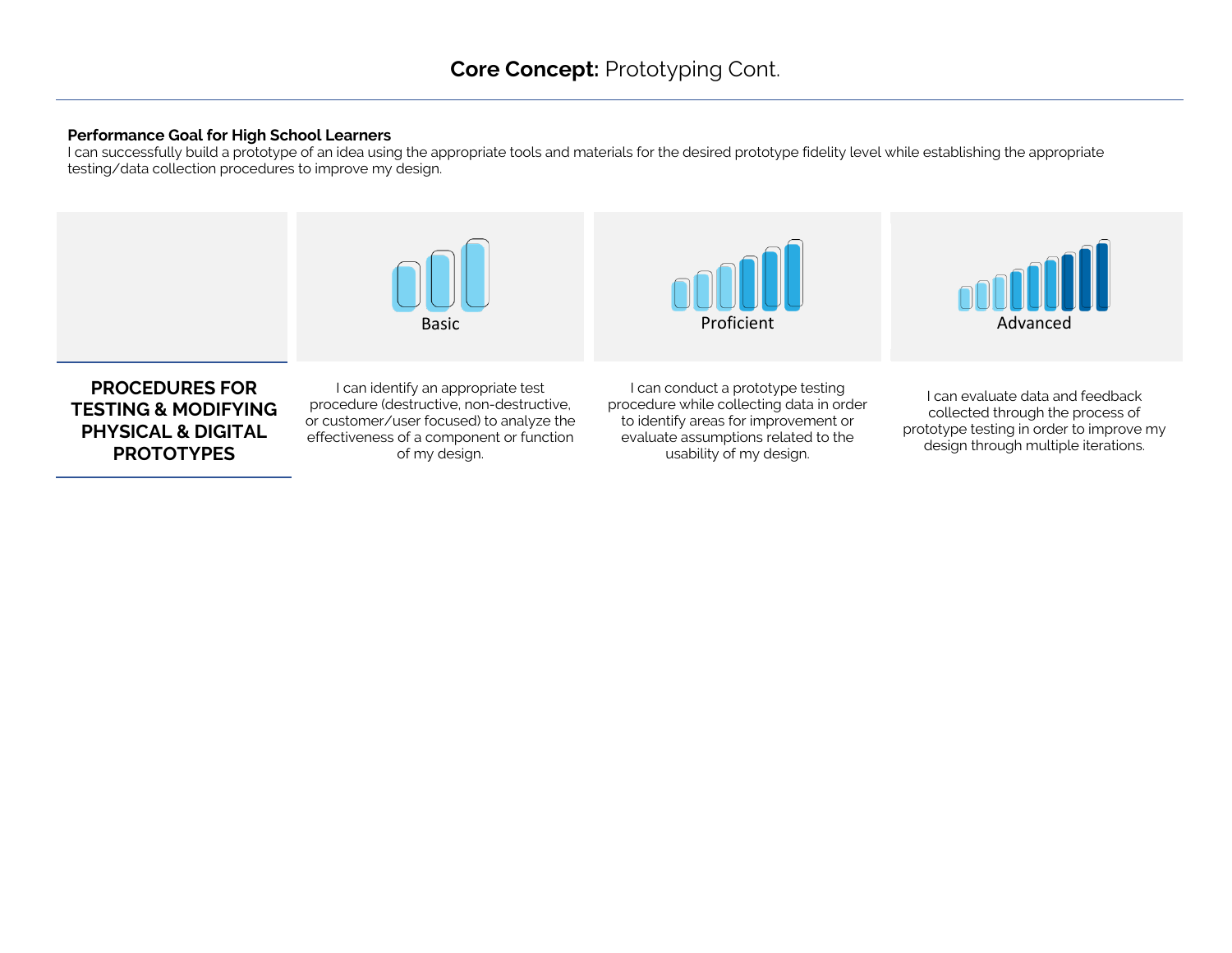# **Core Concept:** Prototyping Cont.

**Performance Goal for High School Learners**
I can successfully build a prototype of an idea using the appropriate tools and materials for the desired prototype fidelity level while establishing the appropriate testing/data collection procedures to improve my design.

| | Basic | Proficient | Advanced |
|---|---|---|---|
| **PROCEDURES FOR TESTING & MODIFYING PHYSICAL & DIGITAL PROTOTYPES** | I can identify an appropriate test procedure (destructive, non-destructive, or customer/user focused) to analyze the effectiveness of a component or function of my design. | I can conduct a prototype testing procedure while collecting data in order to identify areas for improvement or evaluate assumptions related to the usability of my design. | I can evaluate data and feedback collected through the process of prototype testing in order to improve my design through multiple iterations. |